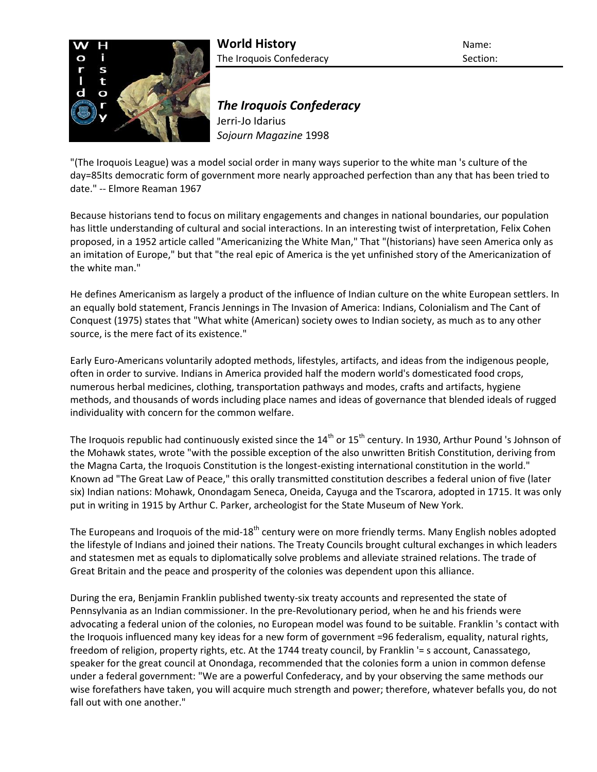**World History**
The Iroquois Confederacy

Name:
Section:

## *The Iroquois Confederacy*

Jerri-Jo Idarius
*Sojourn Magazine* 1998

"(The Iroquois League) was a model social order in many ways superior to the white man 's culture of the day=85Its democratic form of government more nearly approached perfection than any that has been tried to date." -- Elmore Reaman 1967

Because historians tend to focus on military engagements and changes in national boundaries, our population has little understanding of cultural and social interactions. In an interesting twist of interpretation, Felix Cohen proposed, in a 1952 article called "Americanizing the White Man," That "(historians) have seen America only as an imitation of Europe," but that "the real epic of America is the yet unfinished story of the Americanization of the white man."

He defines Americanism as largely a product of the influence of Indian culture on the white European settlers. In an equally bold statement, Francis Jennings in The Invasion of America: Indians, Colonialism and The Cant of Conquest (1975) states that "What white (American) society owes to Indian society, as much as to any other source, is the mere fact of its existence."

Early Euro-Americans voluntarily adopted methods, lifestyles, artifacts, and ideas from the indigenous people, often in order to survive. Indians in America provided half the modern world's domesticated food crops, numerous herbal medicines, clothing, transportation pathways and modes, crafts and artifacts, hygiene methods, and thousands of words including place names and ideas of governance that blended ideals of rugged individuality with concern for the common welfare.

The Iroquois republic had continuously existed since the 14th or 15th century. In 1930, Arthur Pound 's Johnson of the Mohawk states, wrote "with the possible exception of the also unwritten British Constitution, deriving from the Magna Carta, the Iroquois Constitution is the longest-existing international constitution in the world." Known ad "The Great Law of Peace," this orally transmitted constitution describes a federal union of five (later six) Indian nations: Mohawk, Onondagam Seneca, Oneida, Cayuga and the Tscarora, adopted in 1715. It was only put in writing in 1915 by Arthur C. Parker, archeologist for the State Museum of New York.

The Europeans and Iroquois of the mid-18th century were on more friendly terms. Many English nobles adopted the lifestyle of Indians and joined their nations. The Treaty Councils brought cultural exchanges in which leaders and statesmen met as equals to diplomatically solve problems and alleviate strained relations. The trade of Great Britain and the peace and prosperity of the colonies was dependent upon this alliance.

During the era, Benjamin Franklin published twenty-six treaty accounts and represented the state of Pennsylvania as an Indian commissioner. In the pre-Revolutionary period, when he and his friends were advocating a federal union of the colonies, no European model was found to be suitable. Franklin 's contact with the Iroquois influenced many key ideas for a new form of government =96 federalism, equality, natural rights, freedom of religion, property rights, etc. At the 1744 treaty council, by Franklin '= s account, Canassatego, speaker for the great council at Onondaga, recommended that the colonies form a union in common defense under a federal government: "We are a powerful Confederacy, and by your observing the same methods our wise forefathers have taken, you will acquire much strength and power; therefore, whatever befalls you, do not fall out with one another."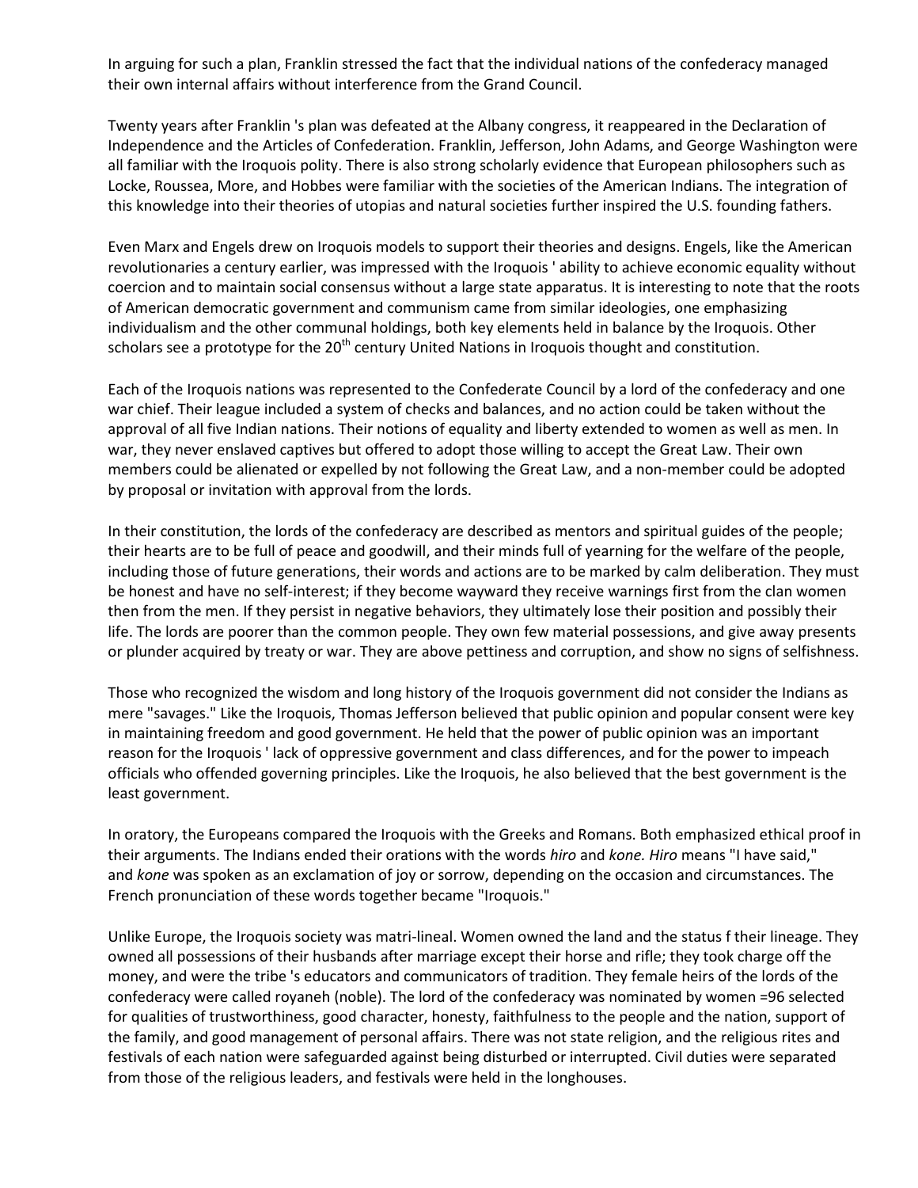In arguing for such a plan, Franklin stressed the fact that the individual nations of the confederacy managed their own internal affairs without interference from the Grand Council.

Twenty years after Franklin 's plan was defeated at the Albany congress, it reappeared in the Declaration of Independence and the Articles of Confederation. Franklin, Jefferson, John Adams, and George Washington were all familiar with the Iroquois polity. There is also strong scholarly evidence that European philosophers such as Locke, Roussea, More, and Hobbes were familiar with the societies of the American Indians. The integration of this knowledge into their theories of utopias and natural societies further inspired the U.S. founding fathers.

Even Marx and Engels drew on Iroquois models to support their theories and designs. Engels, like the American revolutionaries a century earlier, was impressed with the Iroquois ' ability to achieve economic equality without coercion and to maintain social consensus without a large state apparatus. It is interesting to note that the roots of American democratic government and communism came from similar ideologies, one emphasizing individualism and the other communal holdings, both key elements held in balance by the Iroquois. Other scholars see a prototype for the 20th century United Nations in Iroquois thought and constitution.

Each of the Iroquois nations was represented to the Confederate Council by a lord of the confederacy and one war chief. Their league included a system of checks and balances, and no action could be taken without the approval of all five Indian nations. Their notions of equality and liberty extended to women as well as men. In war, they never enslaved captives but offered to adopt those willing to accept the Great Law. Their own members could be alienated or expelled by not following the Great Law, and a non-member could be adopted by proposal or invitation with approval from the lords.

In their constitution, the lords of the confederacy are described as mentors and spiritual guides of the people; their hearts are to be full of peace and goodwill, and their minds full of yearning for the welfare of the people, including those of future generations, their words and actions are to be marked by calm deliberation. They must be honest and have no self-interest; if they become wayward they receive warnings first from the clan women then from the men. If they persist in negative behaviors, they ultimately lose their position and possibly their life. The lords are poorer than the common people. They own few material possessions, and give away presents or plunder acquired by treaty or war. They are above pettiness and corruption, and show no signs of selfishness.

Those who recognized the wisdom and long history of the Iroquois government did not consider the Indians as mere "savages." Like the Iroquois, Thomas Jefferson believed that public opinion and popular consent were key in maintaining freedom and good government. He held that the power of public opinion was an important reason for the Iroquois ' lack of oppressive government and class differences, and for the power to impeach officials who offended governing principles. Like the Iroquois, he also believed that the best government is the least government.

In oratory, the Europeans compared the Iroquois with the Greeks and Romans. Both emphasized ethical proof in their arguments. The Indians ended their orations with the words *hiro* and *kone. Hiro* means "I have said," and *kone* was spoken as an exclamation of joy or sorrow, depending on the occasion and circumstances. The French pronunciation of these words together became "Iroquois."

Unlike Europe, the Iroquois society was matri-lineal. Women owned the land and the status f their lineage. They owned all possessions of their husbands after marriage except their horse and rifle; they took charge off the money, and were the tribe 's educators and communicators of tradition. They female heirs of the lords of the confederacy were called royaneh (noble). The lord of the confederacy was nominated by women =96 selected for qualities of trustworthiness, good character, honesty, faithfulness to the people and the nation, support of the family, and good management of personal affairs. There was not state religion, and the religious rites and festivals of each nation were safeguarded against being disturbed or interrupted. Civil duties were separated from those of the religious leaders, and festivals were held in the longhouses.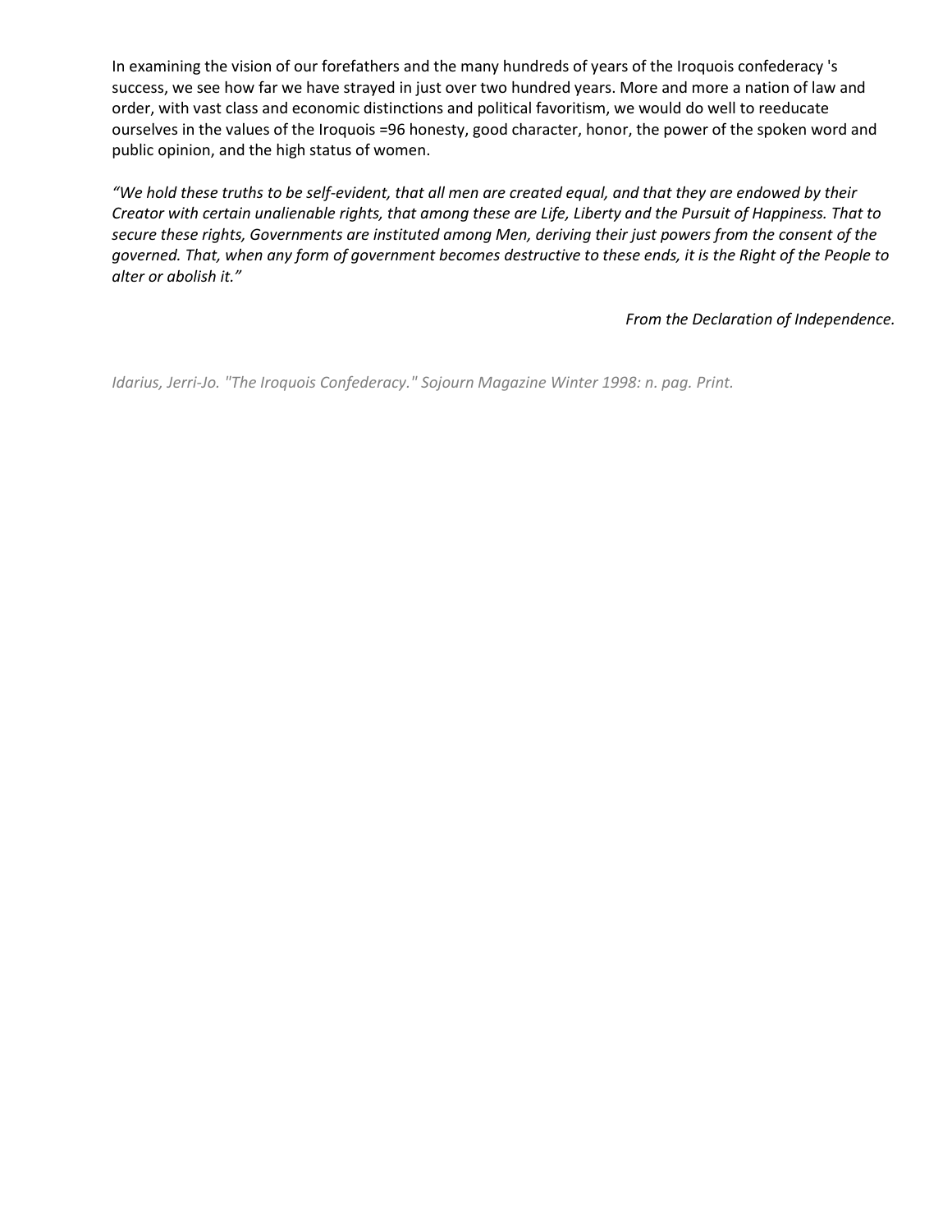In examining the vision of our forefathers and the many hundreds of years of the Iroquois confederacy 's success, we see how far we have strayed in just over two hundred years. More and more a nation of law and order, with vast class and economic distinctions and political favoritism, we would do well to reeducate ourselves in the values of the Iroquois =96 honesty, good character, honor, the power of the spoken word and public opinion, and the high status of women.

*"We hold these truths to be self-evident, that all men are created equal, and that they are endowed by their Creator with certain unalienable rights, that among these are Life, Liberty and the Pursuit of Happiness. That to secure these rights, Governments are instituted among Men, deriving their just powers from the consent of the governed. That, when any form of government becomes destructive to these ends, it is the Right of the People to alter or abolish it."*

*From the Declaration of Independence.*

*Idarius, Jerri-Jo. "The Iroquois Confederacy." Sojourn Magazine Winter 1998: n. pag. Print.*